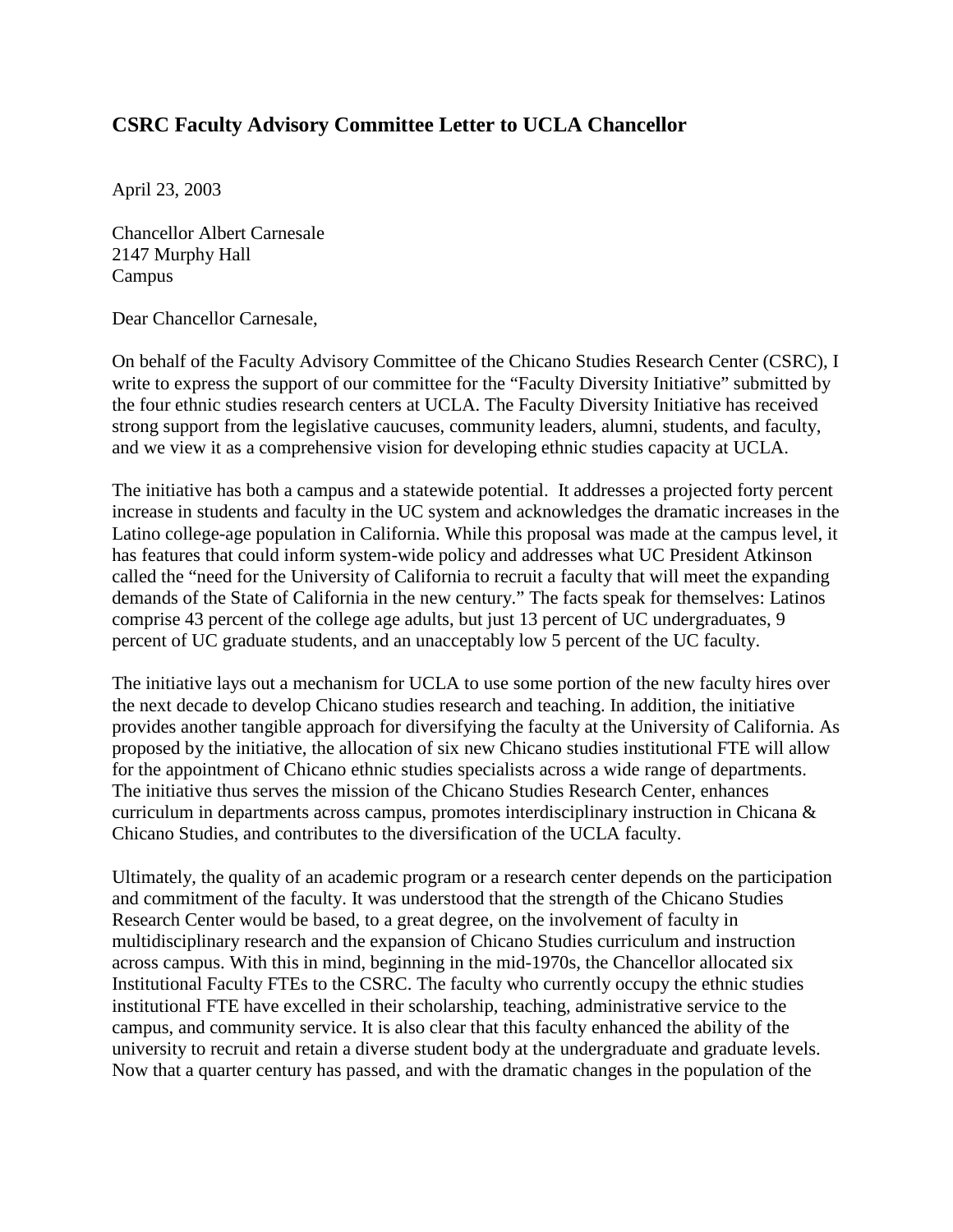## CSRC Faculty Advisory Committee Letter to UCLA Chancellor

April 23, 2003

Chancellor Albert Carnesale
2147 Murphy Hall
Campus

Dear Chancellor Carnesale,

On behalf of the Faculty Advisory Committee of the Chicano Studies Research Center (CSRC), I write to express the support of our committee for the "Faculty Diversity Initiative" submitted by the four ethnic studies research centers at UCLA. The Faculty Diversity Initiative has received strong support from the legislative caucuses, community leaders, alumni, students, and faculty, and we view it as a comprehensive vision for developing ethnic studies capacity at UCLA.

The initiative has both a campus and a statewide potential. It addresses a projected forty percent increase in students and faculty in the UC system and acknowledges the dramatic increases in the Latino college-age population in California. While this proposal was made at the campus level, it has features that could inform system-wide policy and addresses what UC President Atkinson called the "need for the University of California to recruit a faculty that will meet the expanding demands of the State of California in the new century." The facts speak for themselves: Latinos comprise 43 percent of the college age adults, but just 13 percent of UC undergraduates, 9 percent of UC graduate students, and an unacceptably low 5 percent of the UC faculty.

The initiative lays out a mechanism for UCLA to use some portion of the new faculty hires over the next decade to develop Chicano studies research and teaching. In addition, the initiative provides another tangible approach for diversifying the faculty at the University of California. As proposed by the initiative, the allocation of six new Chicano studies institutional FTE will allow for the appointment of Chicano ethnic studies specialists across a wide range of departments. The initiative thus serves the mission of the Chicano Studies Research Center, enhances curriculum in departments across campus, promotes interdisciplinary instruction in Chicana & Chicano Studies, and contributes to the diversification of the UCLA faculty.

Ultimately, the quality of an academic program or a research center depends on the participation and commitment of the faculty. It was understood that the strength of the Chicano Studies Research Center would be based, to a great degree, on the involvement of faculty in multidisciplinary research and the expansion of Chicano Studies curriculum and instruction across campus. With this in mind, beginning in the mid-1970s, the Chancellor allocated six Institutional Faculty FTEs to the CSRC. The faculty who currently occupy the ethnic studies institutional FTE have excelled in their scholarship, teaching, administrative service to the campus, and community service. It is also clear that this faculty enhanced the ability of the university to recruit and retain a diverse student body at the undergraduate and graduate levels. Now that a quarter century has passed, and with the dramatic changes in the population of the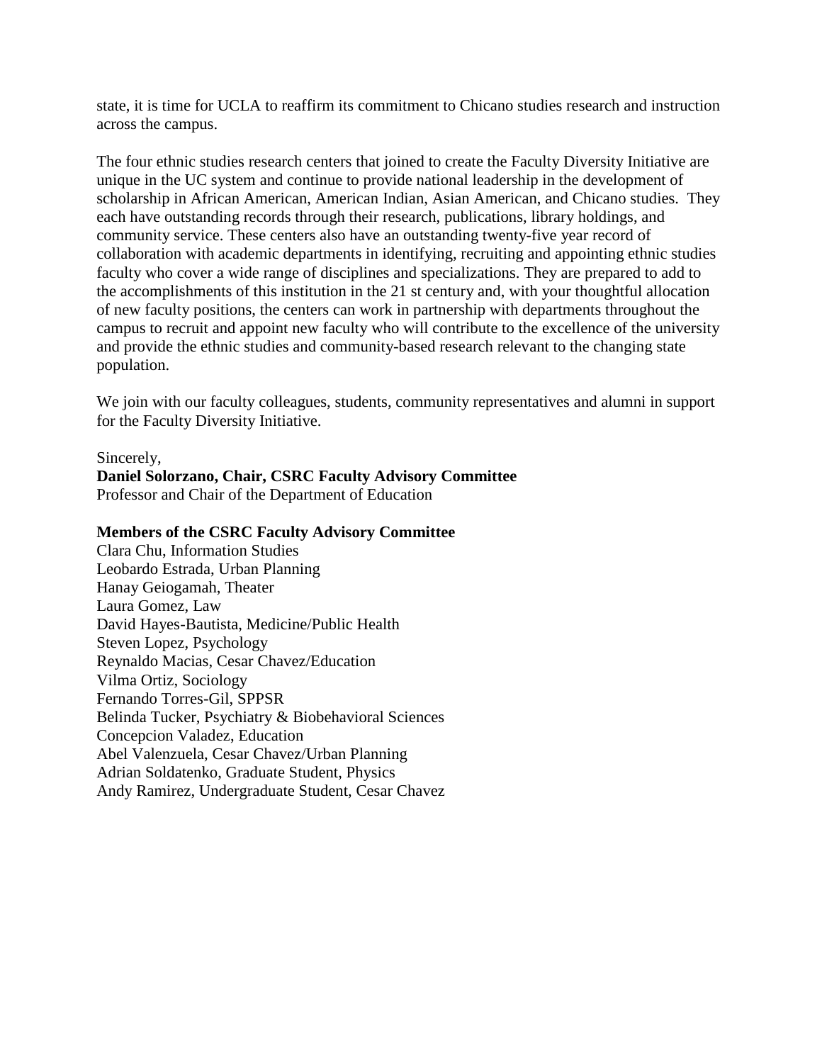state, it is time for UCLA to reaffirm its commitment to Chicano studies research and instruction across the campus.

The four ethnic studies research centers that joined to create the Faculty Diversity Initiative are unique in the UC system and continue to provide national leadership in the development of scholarship in African American, American Indian, Asian American, and Chicano studies. They each have outstanding records through their research, publications, library holdings, and community service. These centers also have an outstanding twenty-five year record of collaboration with academic departments in identifying, recruiting and appointing ethnic studies faculty who cover a wide range of disciplines and specializations. They are prepared to add to the accomplishments of this institution in the 21 st century and, with your thoughtful allocation of new faculty positions, the centers can work in partnership with departments throughout the campus to recruit and appoint new faculty who will contribute to the excellence of the university and provide the ethnic studies and community-based research relevant to the changing state population.

We join with our faculty colleagues, students, community representatives and alumni in support for the Faculty Diversity Initiative.

Sincerely,
**Daniel Solorzano, Chair, CSRC Faculty Advisory Committee**
Professor and Chair of the Department of Education

**Members of the CSRC Faculty Advisory Committee**
Clara Chu, Information Studies
Leobardo Estrada, Urban Planning
Hanay Geiogamah, Theater
Laura Gomez, Law
David Hayes-Bautista, Medicine/Public Health
Steven Lopez, Psychology
Reynaldo Macias, Cesar Chavez/Education
Vilma Ortiz, Sociology
Fernando Torres-Gil, SPPSR
Belinda Tucker, Psychiatry & Biobehavioral Sciences
Concepcion Valadez, Education
Abel Valenzuela, Cesar Chavez/Urban Planning
Adrian Soldatenko, Graduate Student, Physics
Andy Ramirez, Undergraduate Student, Cesar Chavez